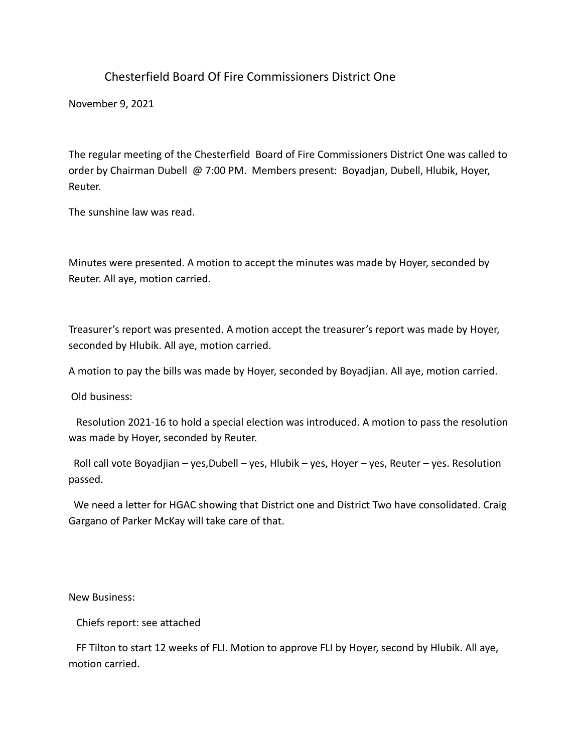# Chesterfield Board Of Fire Commissioners District One

November 9, 2021

The regular meeting of the Chesterfield Board of Fire Commissioners District One was called to order by Chairman Dubell @ 7:00 PM. Members present: Boyadjan, Dubell, Hlubik, Hoyer, Reuter.

The sunshine law was read.

Minutes were presented. A motion to accept the minutes was made by Hoyer, seconded by Reuter. All aye, motion carried.

Treasurer's report was presented. A motion accept the treasurer's report was made by Hoyer, seconded by Hlubik. All aye, motion carried.

A motion to pay the bills was made by Hoyer, seconded by Boyadjian. All aye, motion carried.

Old business:

Resolution 2021-16 to hold a special election was introduced. A motion to pass the resolution was made by Hoyer, seconded by Reuter.

Roll call vote Boyadjian – yes,Dubell – yes, Hlubik – yes, Hoyer – yes, Reuter – yes. Resolution passed.

We need a letter for HGAC showing that District one and District Two have consolidated. Craig Gargano of Parker McKay will take care of that.

New Business:

Chiefs report: see attached

FF Tilton to start 12 weeks of FLI. Motion to approve FLI by Hoyer, second by Hlubik. All aye, motion carried.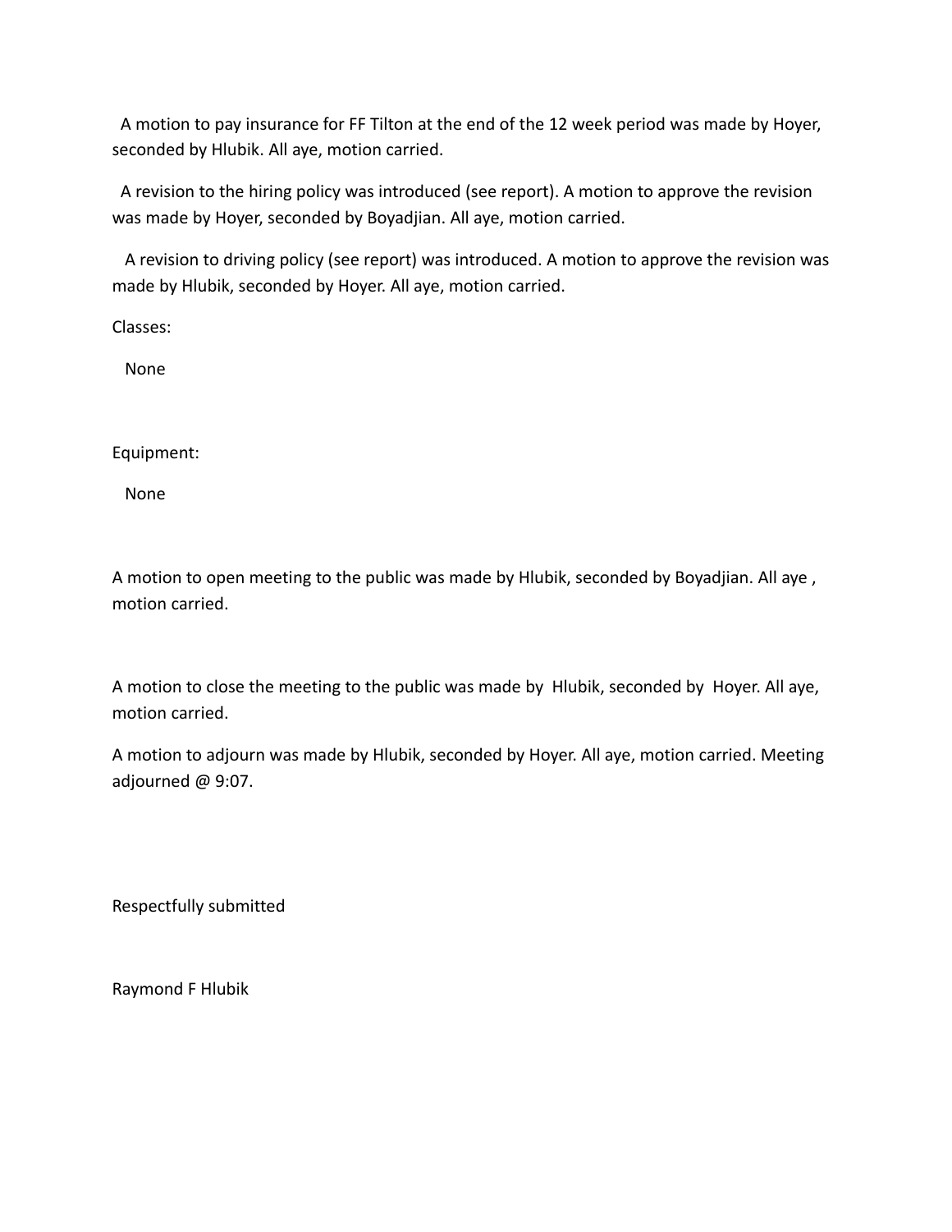A motion to pay insurance for FF Tilton at the end of the 12 week period was made by Hoyer, seconded by Hlubik. All aye, motion carried.

A revision to the hiring policy was introduced (see report). A motion to approve the revision was made by Hoyer, seconded by Boyadjian. All aye, motion carried.

A revision to driving policy (see report) was introduced. A motion to approve the revision was made by Hlubik, seconded by Hoyer. All aye, motion carried.

Classes:

None

Equipment:

None

A motion to open meeting to the public was made by Hlubik, seconded by Boyadjian. All aye , motion carried.

A motion to close the meeting to the public was made by Hlubik, seconded by Hoyer. All aye, motion carried.

A motion to adjourn was made by Hlubik, seconded by Hoyer. All aye, motion carried. Meeting adjourned @ 9:07.

Respectfully submitted

Raymond F Hlubik